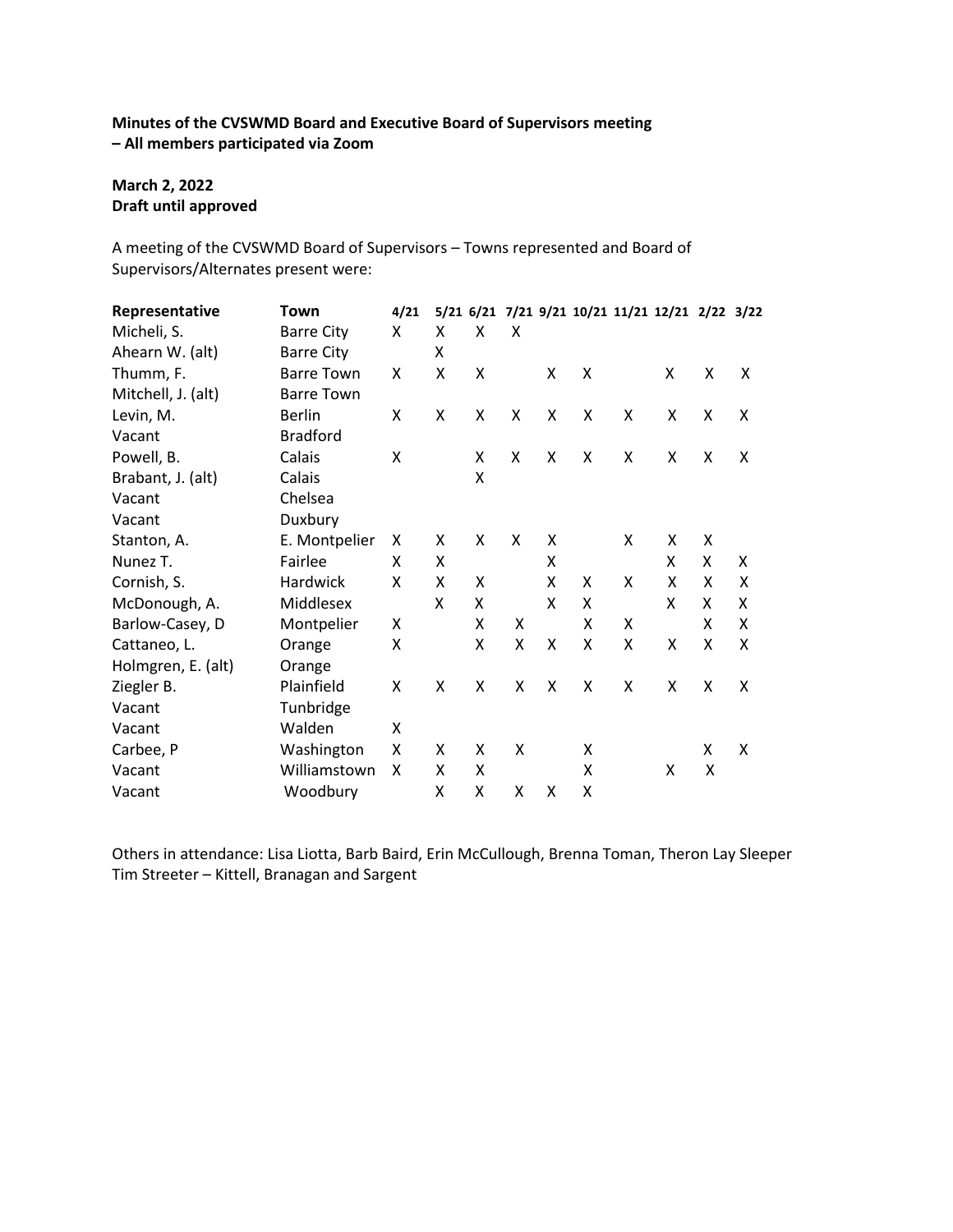**Minutes of the CVSWMD Board and Executive Board of Supervisors meeting – All members participated via Zoom**

**March 2, 2022**
**Draft until approved**

A meeting of the CVSWMD Board of Supervisors – Towns represented and Board of Supervisors/Alternates present were:

| Representative | Town | 4/21 | 5/21 | 6/21 | 7/21 | 9/21 | 10/21 | 11/21 | 12/21 | 2/22 | 3/22 |
|---|---|---|---|---|---|---|---|---|---|---|---|
| Micheli, S. | Barre City | X | X | X | X | | | | | | |
| Ahearn W. (alt) | Barre City | | X | | | | | | | | |
| Thumm, F. | Barre Town | X | X | X | | X | X | | X | X | X |
| Mitchell, J. (alt) | Barre Town | | | | | | | | | | |
| Levin, M. | Berlin | X | X | X | X | X | X | X | X | X | X |
| Vacant | Bradford | | | | | | | | | | |
| Powell, B. | Calais | X | | X | X | X | X | X | X | X | X |
| Brabant, J. (alt) | Calais | | | X | | | | | | | |
| Vacant | Chelsea | | | | | | | | | | |
| Vacant | Duxbury | | | | | | | | | | |
| Stanton, A. | E. Montpelier | X | X | X | X | X | | X | X | X | |
| Nunez T. | Fairlee | X | X | | | X | | | X | X | X |
| Cornish, S. | Hardwick | X | X | X | | X | X | X | X | X | X |
| McDonough, A. | Middlesex | | X | X | | X | X | | X | X | X |
| Barlow-Casey, D | Montpelier | X | | X | X | | X | X | | X | X |
| Cattaneo, L. | Orange | X | | X | X | X | X | X | X | X | X |
| Holmgren, E. (alt) | Orange | | | | | | | | | | |
| Ziegler B. | Plainfield | X | X | X | X | X | X | X | X | X | X |
| Vacant | Tunbridge | | | | | | | | | | |
| Vacant | Walden | X | | | | | | | | | |
| Carbee, P | Washington | X | X | X | X | | X | | | X | X |
| Vacant | Williamstown | X | X | X | | | X | | X | X | |
| Vacant | Woodbury | | X | X | X | X | X | | | | |

Others in attendance: Lisa Liotta, Barb Baird, Erin McCullough, Brenna Toman, Theron Lay Sleeper Tim Streeter – Kittell, Branagan and Sargent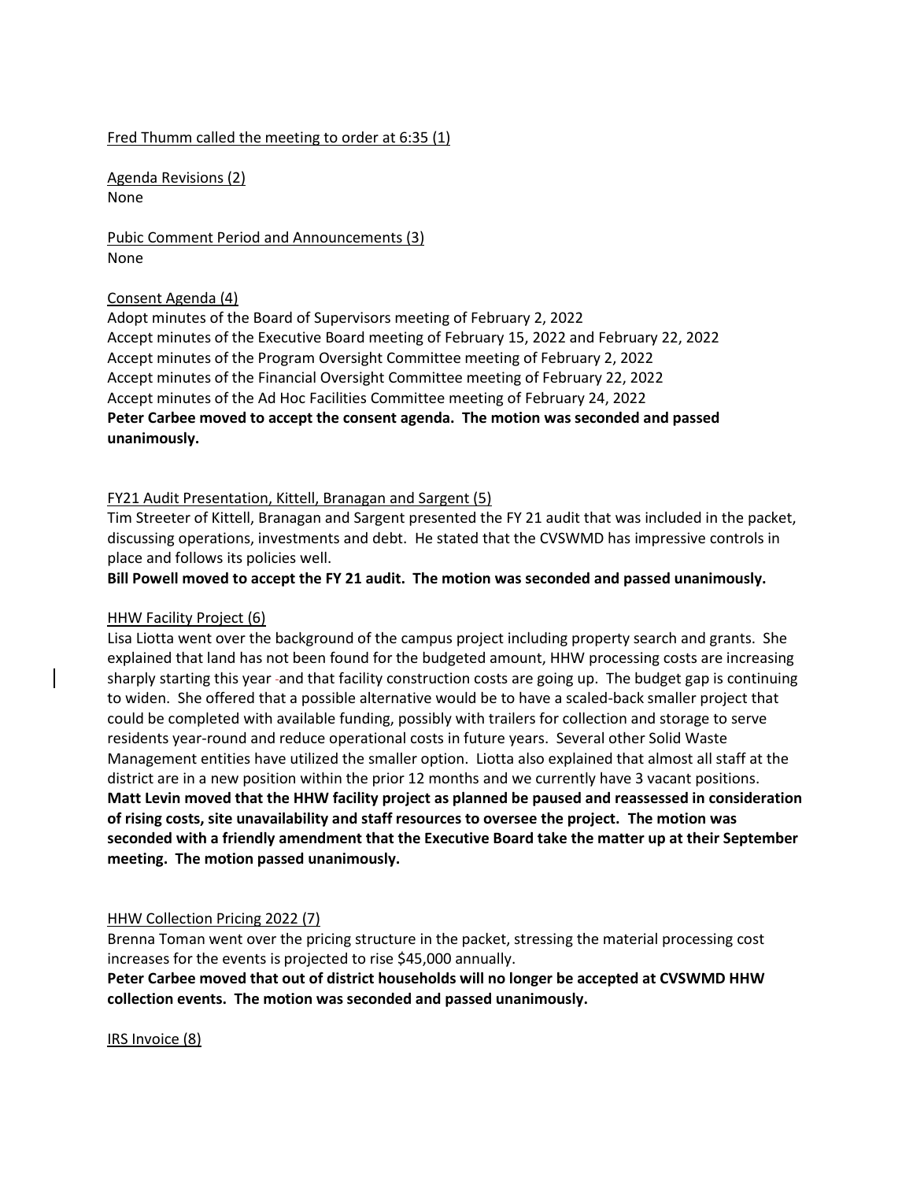Fred Thumm called the meeting to order at 6:35 (1)

Agenda Revisions (2)
None

Pubic Comment Period and Announcements (3)
None

Consent Agenda (4)
Adopt minutes of the Board of Supervisors meeting of February 2, 2022
Accept minutes of the Executive Board meeting of February 15, 2022 and February 22, 2022
Accept minutes of the Program Oversight Committee meeting of February 2, 2022
Accept minutes of the Financial Oversight Committee meeting of February 22, 2022
Accept minutes of the Ad Hoc Facilities Committee meeting of February 24, 2022
**Peter Carbee moved to accept the consent agenda. The motion was seconded and passed unanimously.**

FY21 Audit Presentation, Kittell, Branagan and Sargent (5)
Tim Streeter of Kittell, Branagan and Sargent presented the FY 21 audit that was included in the packet, discussing operations, investments and debt. He stated that the CVSWMD has impressive controls in place and follows its policies well.
**Bill Powell moved to accept the FY 21 audit. The motion was seconded and passed unanimously.**

HHW Facility Project (6)
Lisa Liotta went over the background of the campus project including property search and grants. She explained that land has not been found for the budgeted amount, HHW processing costs are increasing sharply starting this year and that facility construction costs are going up. The budget gap is continuing to widen. She offered that a possible alternative would be to have a scaled-back smaller project that could be completed with available funding, possibly with trailers for collection and storage to serve residents year-round and reduce operational costs in future years. Several other Solid Waste Management entities have utilized the smaller option. Liotta also explained that almost all staff at the district are in a new position within the prior 12 months and we currently have 3 vacant positions.
**Matt Levin moved that the HHW facility project as planned be paused and reassessed in consideration of rising costs, site unavailability and staff resources to oversee the project. The motion was seconded with a friendly amendment that the Executive Board take the matter up at their September meeting. The motion passed unanimously.**

HHW Collection Pricing 2022 (7)
Brenna Toman went over the pricing structure in the packet, stressing the material processing cost increases for the events is projected to rise $45,000 annually.
**Peter Carbee moved that out of district households will no longer be accepted at CVSWMD HHW collection events. The motion was seconded and passed unanimously.**

IRS Invoice (8)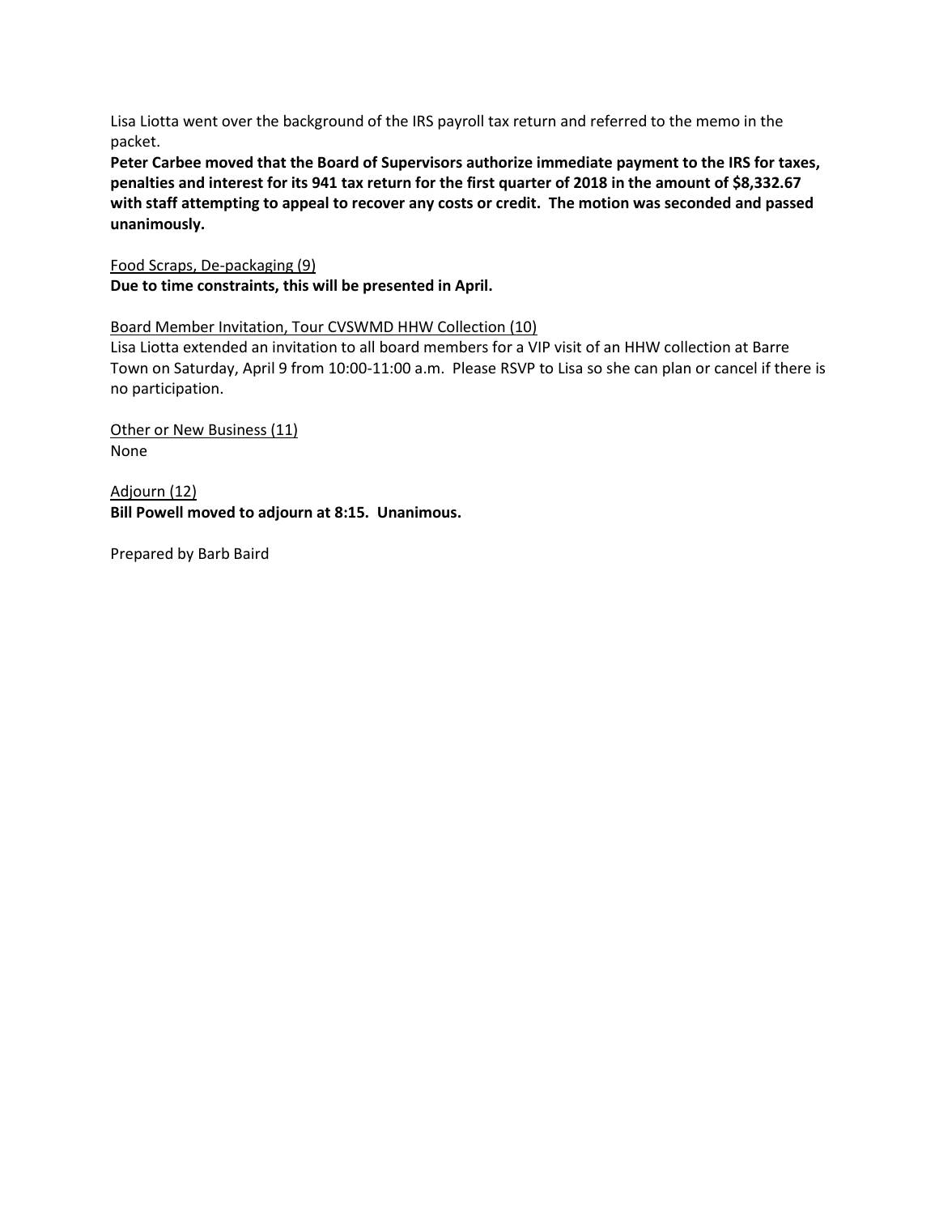Lisa Liotta went over the background of the IRS payroll tax return and referred to the memo in the packet.

**Peter Carbee moved that the Board of Supervisors authorize immediate payment to the IRS for taxes, penalties and interest for its 941 tax return for the first quarter of 2018 in the amount of $8,332.67 with staff attempting to appeal to recover any costs or credit. The motion was seconded and passed unanimously.**

<u>Food Scraps, De-packaging (9)</u>

**Due to time constraints, this will be presented in April.**

<u>Board Member Invitation, Tour CVSWMD HHW Collection (10)</u>

Lisa Liotta extended an invitation to all board members for a VIP visit of an HHW collection at Barre Town on Saturday, April 9 from 10:00-11:00 a.m. Please RSVP to Lisa so she can plan or cancel if there is no participation.

<u>Other or New Business (11)</u>

None

<u>Adjourn (12)</u>

**Bill Powell moved to adjourn at 8:15. Unanimous.**

Prepared by Barb Baird